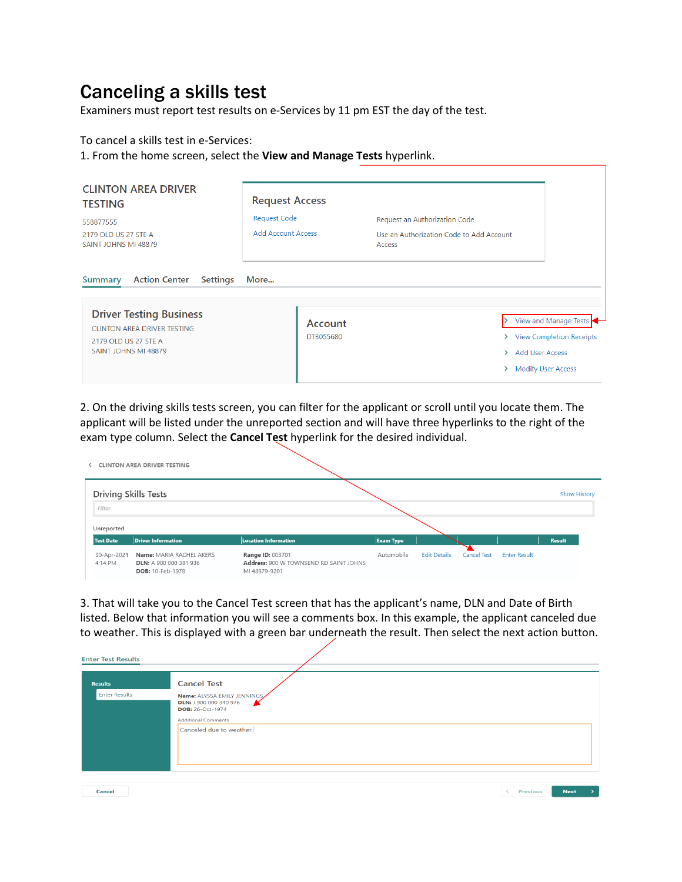# Canceling a skills test

Examiners must report test results on e-Services by 11 pm EST the day of the test.

To cancel a skills test in e-Services:

1. From the home screen, select the **View and Manage Tests** hyperlink.

CLINTON AREA DRIVER TESTING

558877555

2179 OLD US 27 STE A

SAINT JOHNS MI 48879

Request Access

Request Code — Request an Authorization Code

Add Account Access — Use an Authorization Code to Add Account Access

Summary | Action Center | Settings | More...

Driver Testing Business

CLINTON AREA DRIVER TESTING

2179 OLD US 27 STE A

SAINT JOHNS MI 48879

Account

DTB055680

- View and Manage Tests
- View Completion Receipts
- Add User Access
- Modify User Access

2. On the driving skills tests screen, you can filter for the applicant or scroll until you locate them. The applicant will be listed under the unreported section and will have three hyperlinks to the right of the exam type column. Select the **Cancel Test** hyperlink for the desired individual.

CLINTON AREA DRIVER TESTING

Driving Skills Tests — Show History

Filter

Unreported

| Test Date | Driver Information | Location Information | Exam Type | | | | Result |
|---|---|---|---|---|---|---|---|
| 30-Apr-2021 4:14 PM | **Name:** MARIA RACHEL AKERS **DLN:** A 900 000 381 936 **DOB:** 10-Feb-1978 | **Range ID:** 003701 **Address:** 900 W TOWNSEND RD SAINT JOHNS MI 48879-9201 | Automobile | Edit Details | Cancel Test | Enter Result | |

3. That will take you to the Cancel Test screen that has the applicant's name, DLN and Date of Birth listed. Below that information you will see a comments box. In this example, the applicant canceled due to weather. This is displayed with a green bar underneath the result. Then select the next action button.

Enter Test Results

Results — Enter Results

Cancel Test

**Name:** ALYSSA EMILY JENNINGS

**DLN:** J 900 000 340 976

**DOB:** 26-Oct-1974

Additional Comments

Canceled due to weather.

Cancel | Previous | Next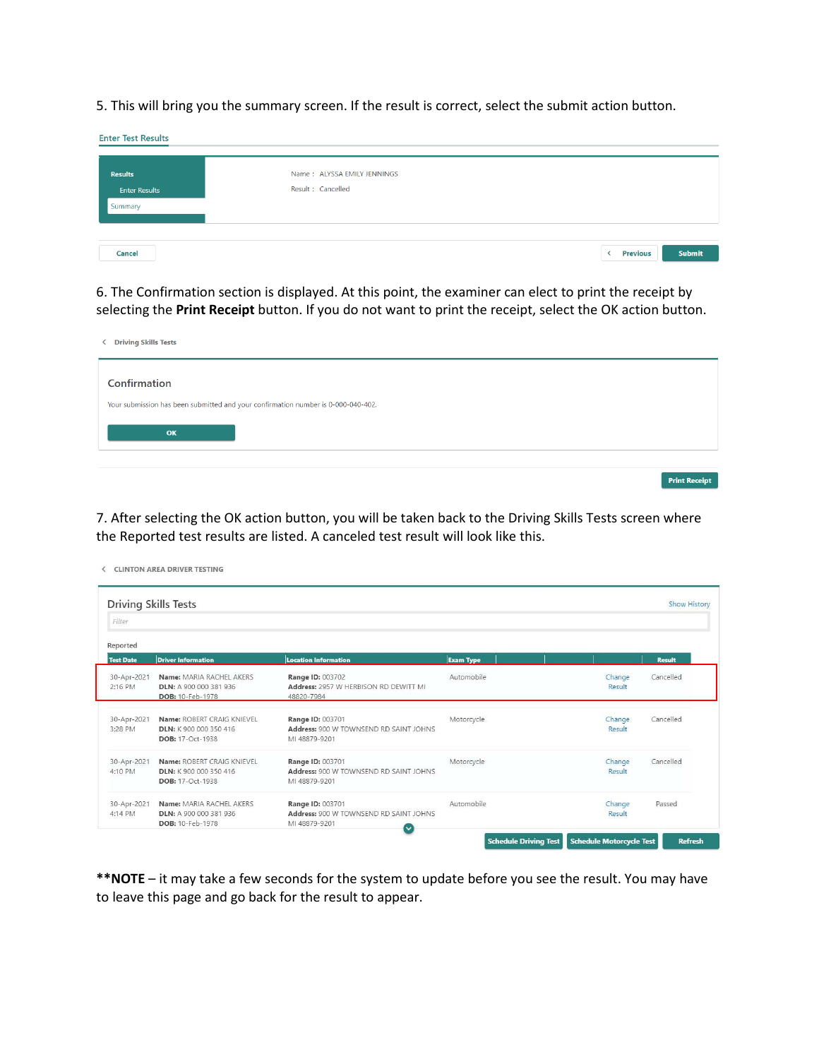5. This will bring you the summary screen. If the result is correct, select the submit action button.

Enter Test Results

Results

Enter Results

Summary

Name : ALYSSA EMILY JENNINGS

Result : Cancelled

Cancel

Previous

Submit

6. The Confirmation section is displayed. At this point, the examiner can elect to print the receipt by selecting the **Print Receipt** button. If you do not want to print the receipt, select the OK action button.

Driving Skills Tests

Confirmation

Your submission has been submitted and your confirmation number is 0-000-040-402.

OK

Print Receipt

7. After selecting the OK action button, you will be taken back to the Driving Skills Tests screen where the Reported test results are listed. A canceled test result will look like this.

CLINTON AREA DRIVER TESTING

Driving Skills Tests

Show History

Filter

Reported

| Test Date | Driver Information | Location Information | Exam Type | | | | Result |
|---|---|---|---|---|---|---|---|
| 30-Apr-2021 2:16 PM | **Name:** MARIA RACHEL AKERS **DLN:** A 900 000 381 936 **DOB:** 10-Feb-1978 | **Range ID:** 003702 **Address:** 2957 W HERBISON RD DEWITT MI 48820-7984 | Automobile | | | Change Result | Cancelled |
| 30-Apr-2021 3:28 PM | **Name:** ROBERT CRAIG KNIEVEL **DLN:** K 900 000 350 416 **DOB:** 17-Oct-1938 | **Range ID:** 003701 **Address:** 900 W TOWNSEND RD SAINT JOHNS MI 48879-9201 | Motorcycle | | | Change Result | Cancelled |
| 30-Apr-2021 4:10 PM | **Name:** ROBERT CRAIG KNIEVEL **DLN:** K 900 000 350 416 **DOB:** 17-Oct-1938 | **Range ID:** 003701 **Address:** 900 W TOWNSEND RD SAINT JOHNS MI 48879-9201 | Motorcycle | | | Change Result | Cancelled |
| 30-Apr-2021 4:14 PM | **Name:** MARIA RACHEL AKERS **DLN:** A 900 000 381 936 **DOB:** 10-Feb-1978 | **Range ID:** 003701 **Address:** 900 W TOWNSEND RD SAINT JOHNS MI 48879-9201 | Automobile | | | Change Result | Passed |

Schedule Driving Test

Schedule Motorcycle Test

Refresh

****NOTE** – it may take a few seconds for the system to update before you see the result. You may have to leave this page and go back for the result to appear.